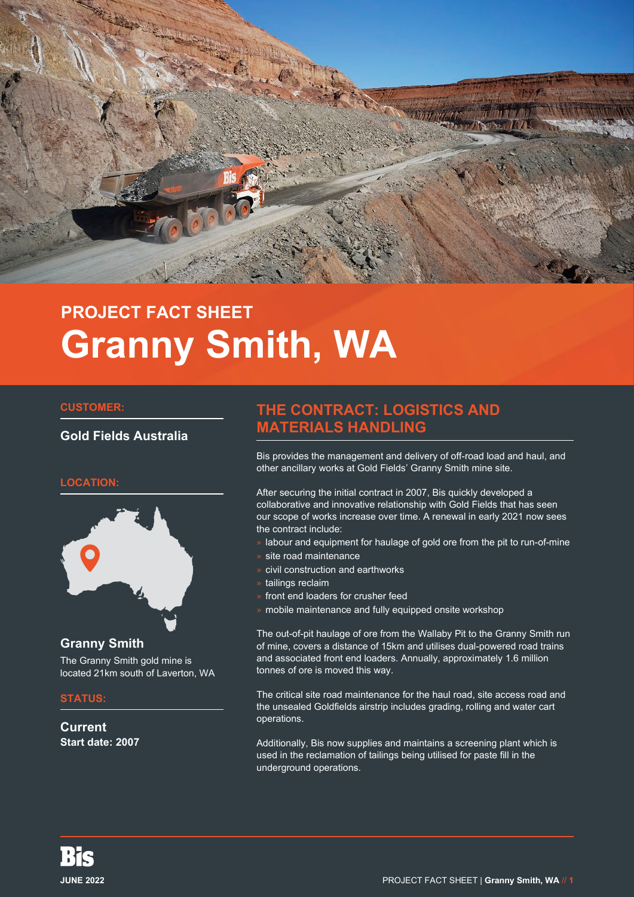## PROJECT FACT SHEET

# Granny Smith, WA

**CUSTOMER:**

**Gold Fields Australia**

**LOCATION:**

**Granny Smith**

The Granny Smith gold mine is located 21km south of Laverton, WA

**STATUS:**

**Current**

**Start date: 2007**

## THE CONTRACT: LOGISTICS AND MATERIALS HANDLING

Bis provides the management and delivery of off-road load and haul, and other ancillary works at Gold Fields' Granny Smith mine site.

After securing the initial contract in 2007, Bis quickly developed a collaborative and innovative relationship with Gold Fields that has seen our scope of works increase over time. A renewal in early 2021 now sees the contract include:

- labour and equipment for haulage of gold ore from the pit to run-of-mine
- site road maintenance
- civil construction and earthworks
- tailings reclaim
- front end loaders for crusher feed
- mobile maintenance and fully equipped onsite workshop

The out-of-pit haulage of ore from the Wallaby Pit to the Granny Smith run of mine, covers a distance of 15km and utilises dual-powered road trains and associated front end loaders. Annually, approximately 1.6 million tonnes of ore is moved this way.

The critical site road maintenance for the haul road, site access road and the unsealed Goldfields airstrip includes grading, rolling and water cart operations.

Additionally, Bis now supplies and maintains a screening plant which is used in the reclamation of tailings being utilised for paste fill in the underground operations.

**JUNE 2022**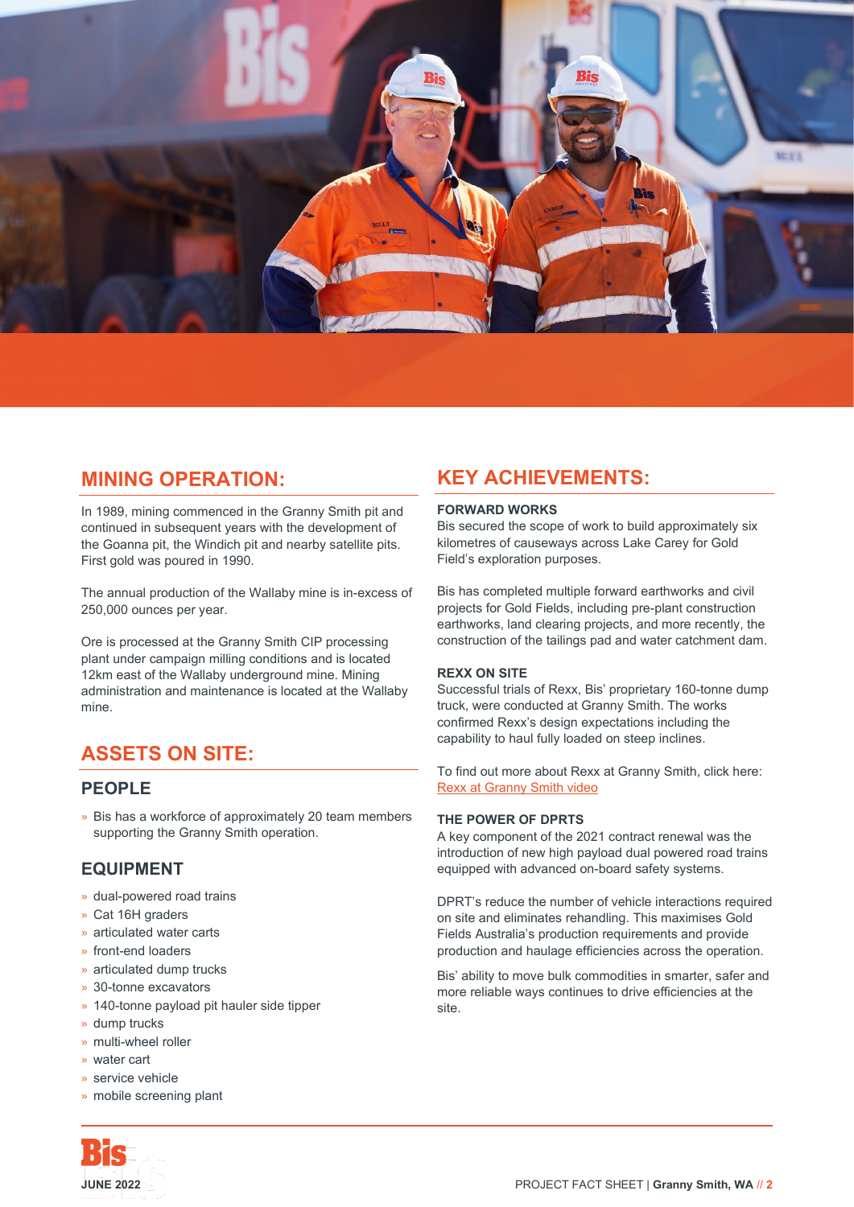## MINING OPERATION:

In 1989, mining commenced in the Granny Smith pit and continued in subsequent years with the development of the Goanna pit, the Windich pit and nearby satellite pits. First gold was poured in 1990.

The annual production of the Wallaby mine is in-excess of 250,000 ounces per year.

Ore is processed at the Granny Smith CIP processing plant under campaign milling conditions and is located 12km east of the Wallaby underground mine. Mining administration and maintenance is located at the Wallaby mine.

## ASSETS ON SITE:

### PEOPLE

- Bis has a workforce of approximately 20 team members supporting the Granny Smith operation.

### EQUIPMENT

- dual-powered road trains
- Cat 16H graders
- articulated water carts
- front-end loaders
- articulated dump trucks
- 30-tonne excavators
- 140-tonne payload pit hauler side tipper
- dump trucks
- multi-wheel roller
- water cart
- service vehicle
- mobile screening plant

## KEY ACHIEVEMENTS:

### FORWARD WORKS

Bis secured the scope of work to build approximately six kilometres of causeways across Lake Carey for Gold Field's exploration purposes.

Bis has completed multiple forward earthworks and civil projects for Gold Fields, including pre-plant construction earthworks, land clearing projects, and more recently, the construction of the tailings pad and water catchment dam.

### REXX ON SITE

Successful trials of Rexx, Bis' proprietary 160-tonne dump truck, were conducted at Granny Smith. The works confirmed Rexx's design expectations including the capability to haul fully loaded on steep inclines.

To find out more about Rexx at Granny Smith, click here: Rexx at Granny Smith video

### THE POWER OF DPRTS

A key component of the 2021 contract renewal was the introduction of new high payload dual powered road trains equipped with advanced on-board safety systems.

DPRT's reduce the number of vehicle interactions required on site and eliminates rehandling. This maximises Gold Fields Australia's production requirements and provide production and haulage efficiencies across the operation.

Bis' ability to move bulk commodities in smarter, safer and more reliable ways continues to drive efficiencies at the site.